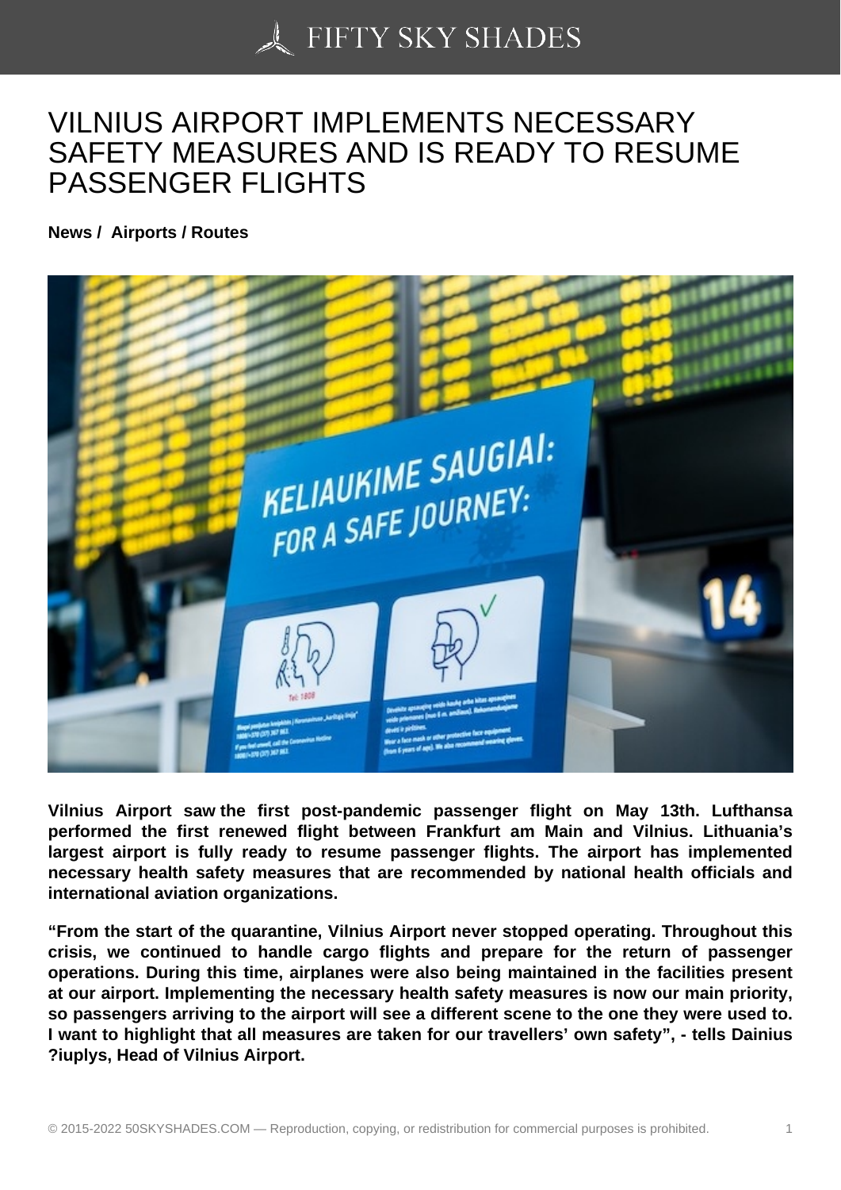# VILNIUS AIRPORT IMPLEMENTS NECESSARY SAFETY MEASURES AND IS READY TO RESUME PASSENGER FLIGHTS

**News / Airports / Routes**

**Vilnius Airport saw the first post-pandemic passenger flight on May 13th. Lufthansa performed the first renewed flight between Frankfurt am Main and Vilnius. Lithuania's largest airport is fully ready to resume passenger flights. The airport has implemented necessary health safety measures that are recommended by national health officials and international aviation organizations.**

**"From the start of the quarantine, Vilnius Airport never stopped operating. Throughout this crisis, we continued to handle cargo flights and prepare for the return of passenger operations. During this time, airplanes were also being maintained in the facilities present at our airport. Implementing the necessary health safety measures is now our main priority, so passengers arriving to the airport will see a different scene to the one they were used to. I want to highlight that all measures are taken for our travellers' own safety", - tells Dainius ?iuplys, Head of Vilnius Airport.**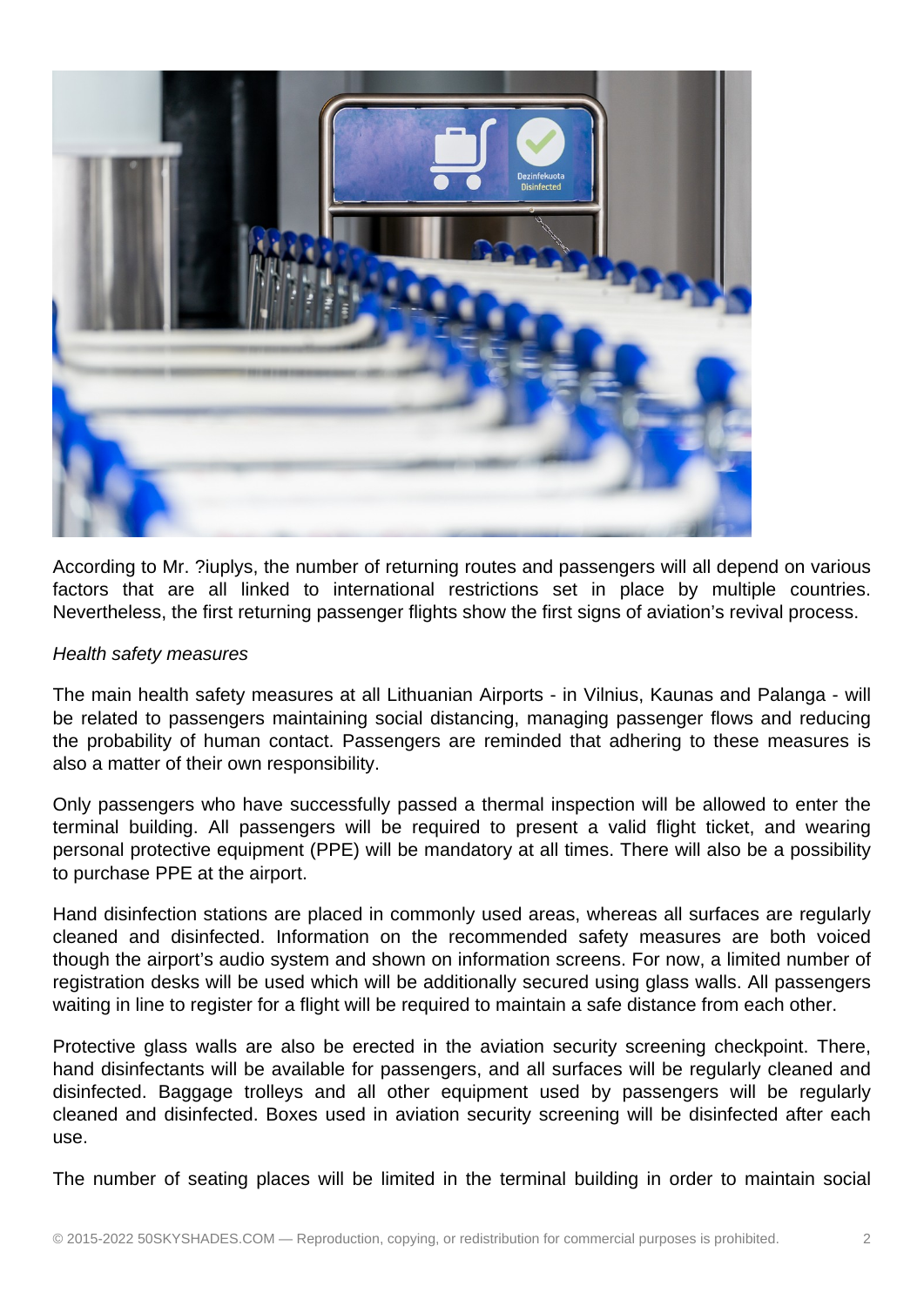According to Mr. ?iuplys, the number of returning routes and passengers will all depend on various factors that are all linked to international restrictions set in place by multiple countries. Nevertheless, the first returning passenger flights show the first signs of aviation's revival process.

*Health safety measures*

The main health safety measures at all Lithuanian Airports - in Vilnius, Kaunas and Palanga - will be related to passengers maintaining social distancing, managing passenger flows and reducing the probability of human contact. Passengers are reminded that adhering to these measures is also a matter of their own responsibility.

Only passengers who have successfully passed a thermal inspection will be allowed to enter the terminal building. All passengers will be required to present a valid flight ticket, and wearing personal protective equipment (PPE) will be mandatory at all times. There will also be a possibility to purchase PPE at the airport.

Hand disinfection stations are placed in commonly used areas, whereas all surfaces are regularly cleaned and disinfected. Information on the recommended safety measures are both voiced though the airport's audio system and shown on information screens. For now, a limited number of registration desks will be used which will be additionally secured using glass walls. All passengers waiting in line to register for a flight will be required to maintain a safe distance from each other.

Protective glass walls are also be erected in the aviation security screening checkpoint. There, hand disinfectants will be available for passengers, and all surfaces will be regularly cleaned and disinfected. Baggage trolleys and all other equipment used by passengers will be regularly cleaned and disinfected. Boxes used in aviation security screening will be disinfected after each use.

The number of seating places will be limited in the terminal building in order to maintain social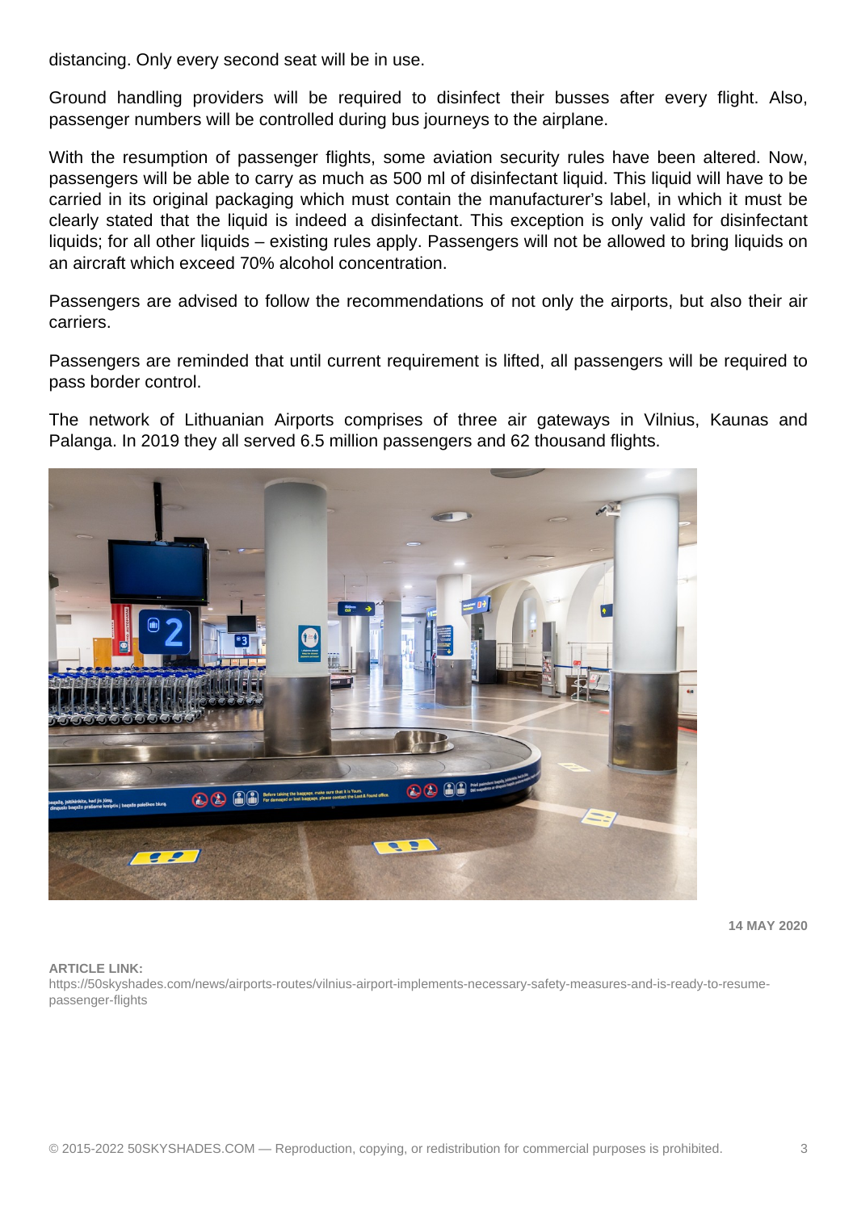distancing. Only every second seat will be in use.

Ground handling providers will be required to disinfect their busses after every flight. Also, passenger numbers will be controlled during bus journeys to the airplane.

With the resumption of passenger flights, some aviation security rules have been altered. Now, passengers will be able to carry as much as 500 ml of disinfectant liquid. This liquid will have to be carried in its original packaging which must contain the manufacturer's label, in which it must be clearly stated that the liquid is indeed a disinfectant. This exception is only valid for disinfectant liquids; for all other liquids – existing rules apply. Passengers will not be allowed to bring liquids on an aircraft which exceed 70% alcohol concentration.

Passengers are advised to follow the recommendations of not only the airports, but also their air carriers.

Passengers are reminded that until current requirement is lifted, all passengers will be required to pass border control.

The network of Lithuanian Airports comprises of three air gateways in Vilnius, Kaunas and Palanga. In 2019 they all served 6.5 million passengers and 62 thousand flights.

**14 MAY 2020**

**ARTICLE LINK:**
https://50skyshades.com/news/airports-routes/vilnius-airport-implements-necessary-safety-measures-and-is-ready-to-resume-passenger-flights